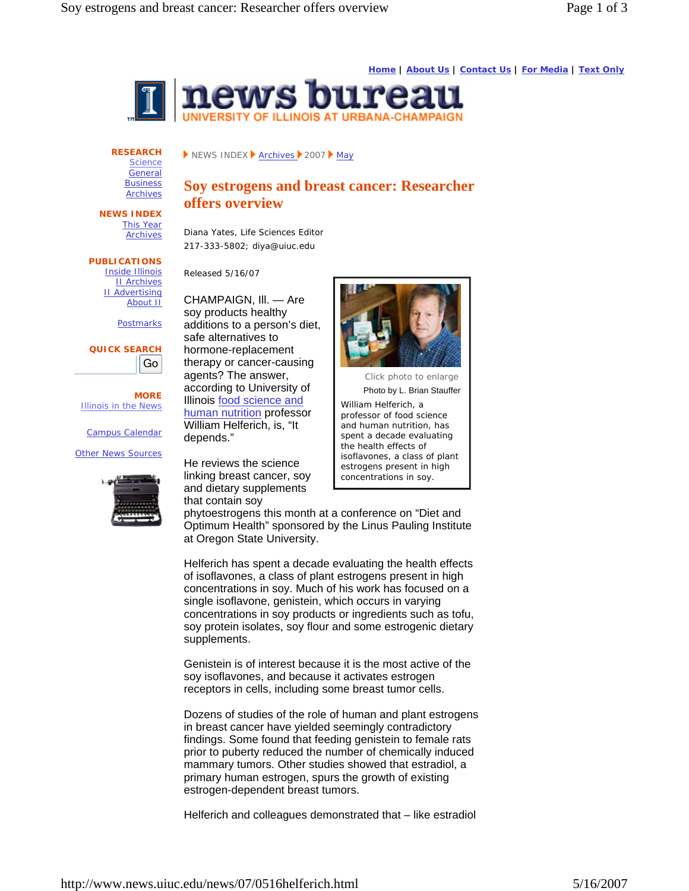Home | About Us | Contact Us | For Media | Text Only

**news bureau**
UNIVERSITY OF ILLINOIS AT URBANA-CHAMPAIGN

**RESEARCH**
Science
General
Business
Archives

**NEWS INDEX**
This Year
Archives

**PUBLICATIONS**
Inside Illinois
II Archives
II Advertising
About II

Postmarks

**QUICK SEARCH**
Go

**MORE**
Illinois in the News

Campus Calendar

Other News Sources

NEWS INDEX ▸ Archives ▸ 2007 ▸ May

# Soy estrogens and breast cancer: Researcher offers overview

Diana Yates, Life Sciences Editor
217-333-5802; diya@uiuc.edu

Released 5/16/07

Click photo to enlarge
Photo by L. Brian Stauffer

William Helferich, a professor of food science and human nutrition, has spent a decade evaluating the health effects of isoflavones, a class of plant estrogens present in high concentrations in soy.

CHAMPAIGN, Ill. — Are soy products healthy additions to a person's diet, safe alternatives to hormone-replacement therapy or cancer-causing agents? The answer, according to University of Illinois food science and human nutrition professor William Helferich, is, "It depends."

He reviews the science linking breast cancer, soy and dietary supplements that contain soy phytoestrogens this month at a conference on "Diet and Optimum Health" sponsored by the Linus Pauling Institute at Oregon State University.

Helferich has spent a decade evaluating the health effects of isoflavones, a class of plant estrogens present in high concentrations in soy. Much of his work has focused on a single isoflavone, genistein, which occurs in varying concentrations in soy products or ingredients such as tofu, soy protein isolates, soy flour and some estrogenic dietary supplements.

Genistein is of interest because it is the most active of the soy isoflavones, and because it activates estrogen receptors in cells, including some breast tumor cells.

Dozens of studies of the role of human and plant estrogens in breast cancer have yielded seemingly contradictory findings. Some found that feeding genistein to female rats prior to puberty reduced the number of chemically induced mammary tumors. Other studies showed that estradiol, a primary human estrogen, spurs the growth of existing estrogen-dependent breast tumors.

Helferich and colleagues demonstrated that – like estradiol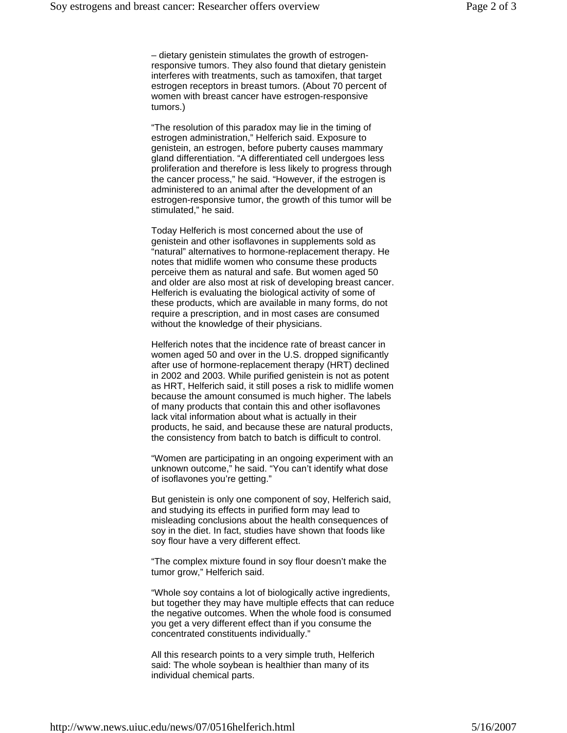– dietary genistein stimulates the growth of estrogen-responsive tumors. They also found that dietary genistein interferes with treatments, such as tamoxifen, that target estrogen receptors in breast tumors. (About 70 percent of women with breast cancer have estrogen-responsive tumors.)

"The resolution of this paradox may lie in the timing of estrogen administration," Helferich said. Exposure to genistein, an estrogen, before puberty causes mammary gland differentiation. "A differentiated cell undergoes less proliferation and therefore is less likely to progress through the cancer process," he said. "However, if the estrogen is administered to an animal after the development of an estrogen-responsive tumor, the growth of this tumor will be stimulated," he said.

Today Helferich is most concerned about the use of genistein and other isoflavones in supplements sold as "natural" alternatives to hormone-replacement therapy. He notes that midlife women who consume these products perceive them as natural and safe. But women aged 50 and older are also most at risk of developing breast cancer. Helferich is evaluating the biological activity of some of these products, which are available in many forms, do not require a prescription, and in most cases are consumed without the knowledge of their physicians.

Helferich notes that the incidence rate of breast cancer in women aged 50 and over in the U.S. dropped significantly after use of hormone-replacement therapy (HRT) declined in 2002 and 2003. While purified genistein is not as potent as HRT, Helferich said, it still poses a risk to midlife women because the amount consumed is much higher. The labels of many products that contain this and other isoflavones lack vital information about what is actually in their products, he said, and because these are natural products, the consistency from batch to batch is difficult to control.

"Women are participating in an ongoing experiment with an unknown outcome," he said. "You can't identify what dose of isoflavones you're getting."

But genistein is only one component of soy, Helferich said, and studying its effects in purified form may lead to misleading conclusions about the health consequences of soy in the diet. In fact, studies have shown that foods like soy flour have a very different effect.

"The complex mixture found in soy flour doesn't make the tumor grow," Helferich said.

"Whole soy contains a lot of biologically active ingredients, but together they may have multiple effects that can reduce the negative outcomes. When the whole food is consumed you get a very different effect than if you consume the concentrated constituents individually."

All this research points to a very simple truth, Helferich said: The whole soybean is healthier than many of its individual chemical parts.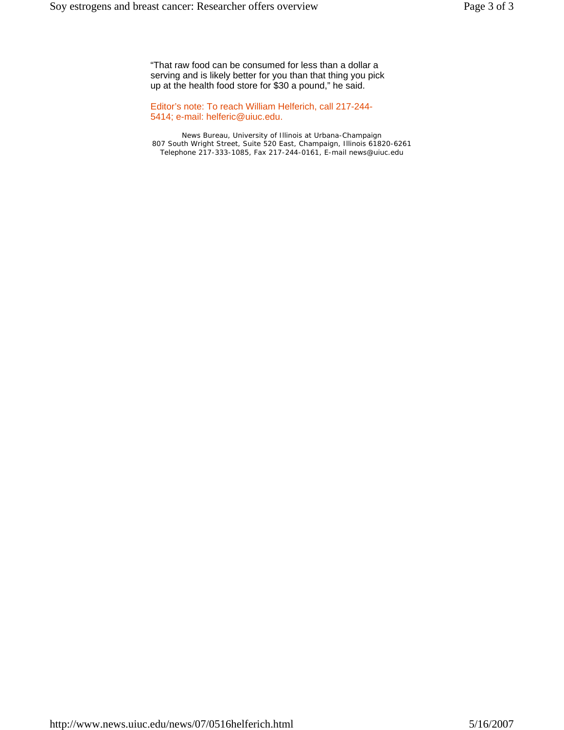"That raw food can be consumed for less than a dollar a serving and is likely better for you than that thing you pick up at the health food store for $30 a pound," he said.

Editor's note: To reach William Helferich, call 217-244-5414; e-mail: helferic@uiuc.edu.

News Bureau, University of Illinois at Urbana-Champaign
807 South Wright Street, Suite 520 East, Champaign, Illinois 61820-6261
Telephone 217-333-1085, Fax 217-244-0161, E-mail news@uiuc.edu